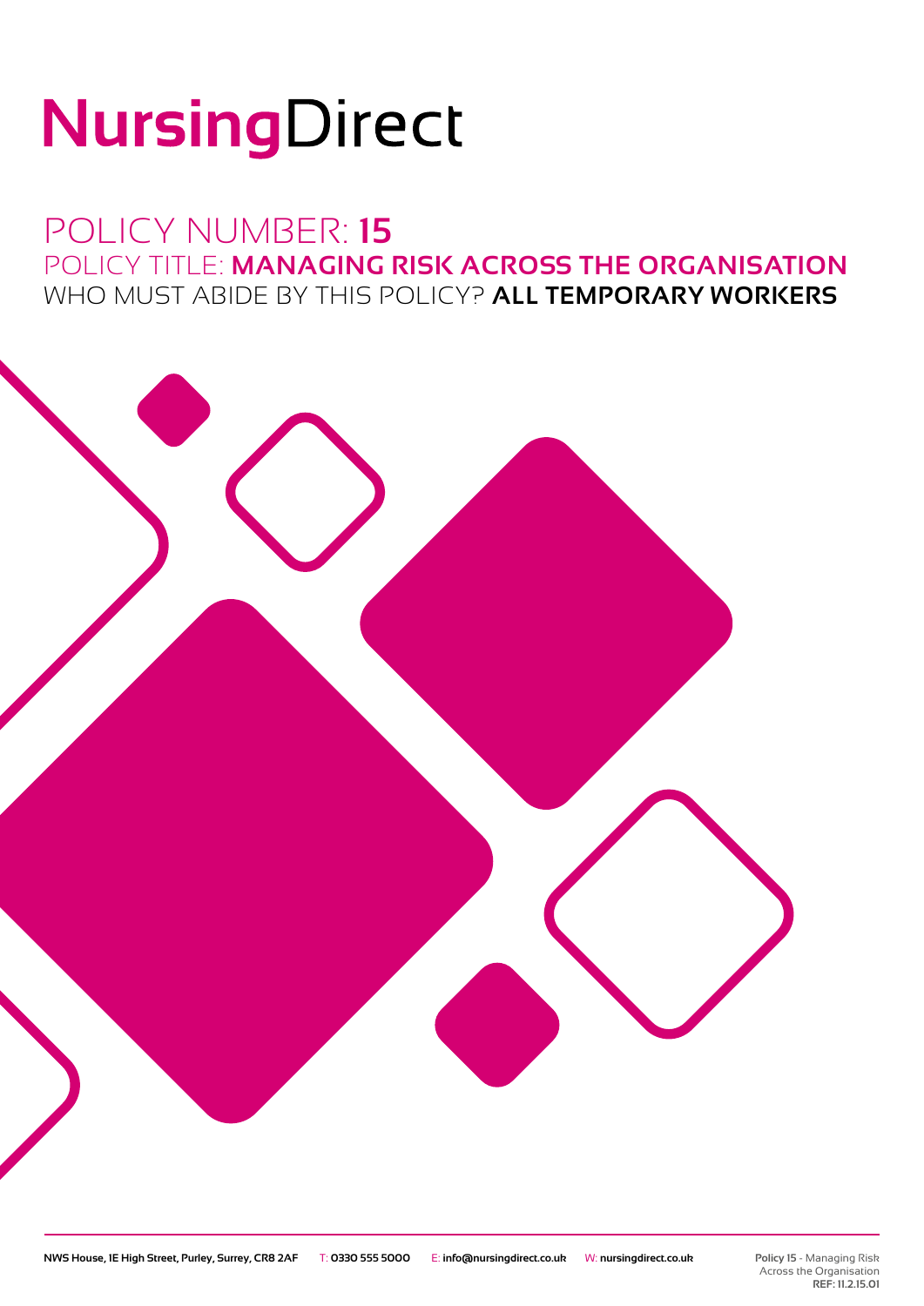# NursingDirect

## POLICY NUMBER: **15**

## POLICY TITLE: **MANAGING RISK ACROSS THE ORGANISATION**

## WHO MUST ABIDE BY THIS POLICY? **ALL TEMPORARY WORKERS**

**NWS House, 1E High Street, Purley, Surrey, CR8 2AF** T: **0330 555 5000** E: **info@nursingdirect.co.uk** W: **nursingdirect.co.uk**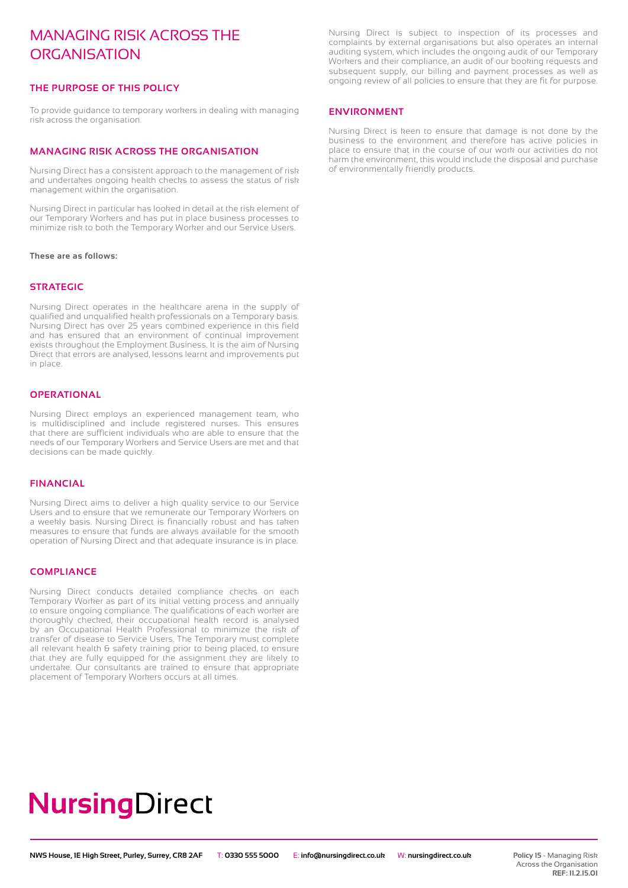# MANAGING RISK ACROSS THE ORGANISATION

## THE PURPOSE OF THIS POLICY

To provide guidance to temporary workers in dealing with managing risk across the organisation.

## MANAGING RISK ACROSS THE ORGANISATION

Nursing Direct has a consistent approach to the management of risk and undertakes ongoing health checks to assess the status of risk management within the organisation.

Nursing Direct in particular has looked in detail at the risk element of our Temporary Workers and has put in place business processes to minimize risk to both the Temporary Worker and our Service Users.

**These are as follows:**

## STRATEGIC

Nursing Direct operates in the healthcare arena in the supply of qualified and unqualified health professionals on a Temporary basis. Nursing Direct has over 25 years combined experience in this field and has ensured that an environment of continual improvement exists throughout the Employment Business. It is the aim of Nursing Direct that errors are analysed, lessons learnt and improvements put in place.

## OPERATIONAL

Nursing Direct employs an experienced management team, who is multidisciplined and include registered nurses. This ensures that there are sufficient individuals who are able to ensure that the needs of our Temporary Workers and Service Users are met and that decisions can be made quickly.

## FINANCIAL

Nursing Direct aims to deliver a high quality service to our Service Users and to ensure that we remunerate our Temporary Workers on a weekly basis. Nursing Direct is financially robust and has taken measures to ensure that funds are always available for the smooth operation of Nursing Direct and that adequate insurance is in place.

## COMPLIANCE

Nursing Direct conducts detailed compliance checks on each Temporary Worker as part of its initial vetting process and annually to ensure ongoing compliance. The qualifications of each worker are thoroughly checked, their occupational health record is analysed by an Occupational Health Professional to minimize the risk of transfer of disease to Service Users. The Temporary must complete all relevant health & safety training prior to being placed, to ensure that they are fully equipped for the assignment they are likely to undertake. Our consultants are trained to ensure that appropriate placement of Temporary Workers occurs at all times.

Nursing Direct is subject to inspection of its processes and complaints by external organisations but also operates an internal auditing system, which includes the ongoing audit of our Temporary Workers and their compliance, an audit of our booking requests and subsequent supply, our billing and payment processes as well as ongoing review of all policies to ensure that they are fit for purpose.

## ENVIRONMENT

Nursing Direct is keen to ensure that damage is not done by the business to the environment and therefore has active policies in place to ensure that in the course of our work our activities do not harm the environment, this would include the disposal and purchase of environmentally friendly products.

**Nursing**Direct

**NWS House, 1E High Street, Purley, Surrey, CR8 2AF** T: **0330 555 5000** E: **info@nursingdirect.co.uk** W: **nursingdirect.co.uk**

**Policy 15** - Managing Risk Across the Organisation
**REF: 11.2.15.01**